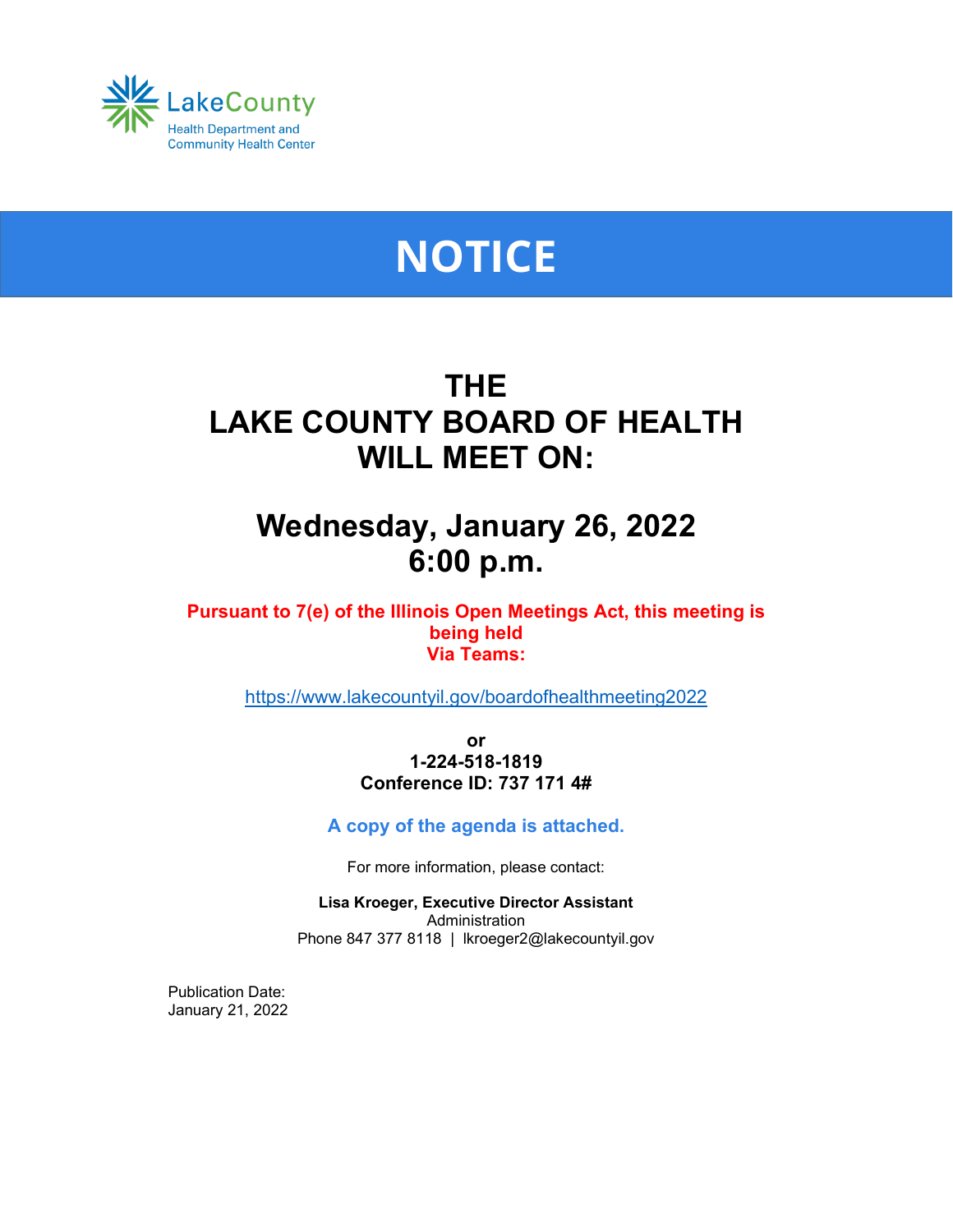LakeCounty
Health Department and
Community Health Center

# NOTICE

## THE LAKE COUNTY BOARD OF HEALTH WILL MEET ON:

## Wednesday, January 26, 2022
## 6:00 p.m.

**Pursuant to 7(e) of the Illinois Open Meetings Act, this meeting is being held Via Teams:**

https://www.lakecountyil.gov/boardofhealthmeeting2022

**or**
**1-224-518-1819**
**Conference ID: 737 171 4#**

**A copy of the agenda is attached.**

For more information, please contact:

**Lisa Kroeger, Executive Director Assistant**
Administration
Phone 847 377 8118 | lkroeger2@lakecountyil.gov

Publication Date:
January 21, 2022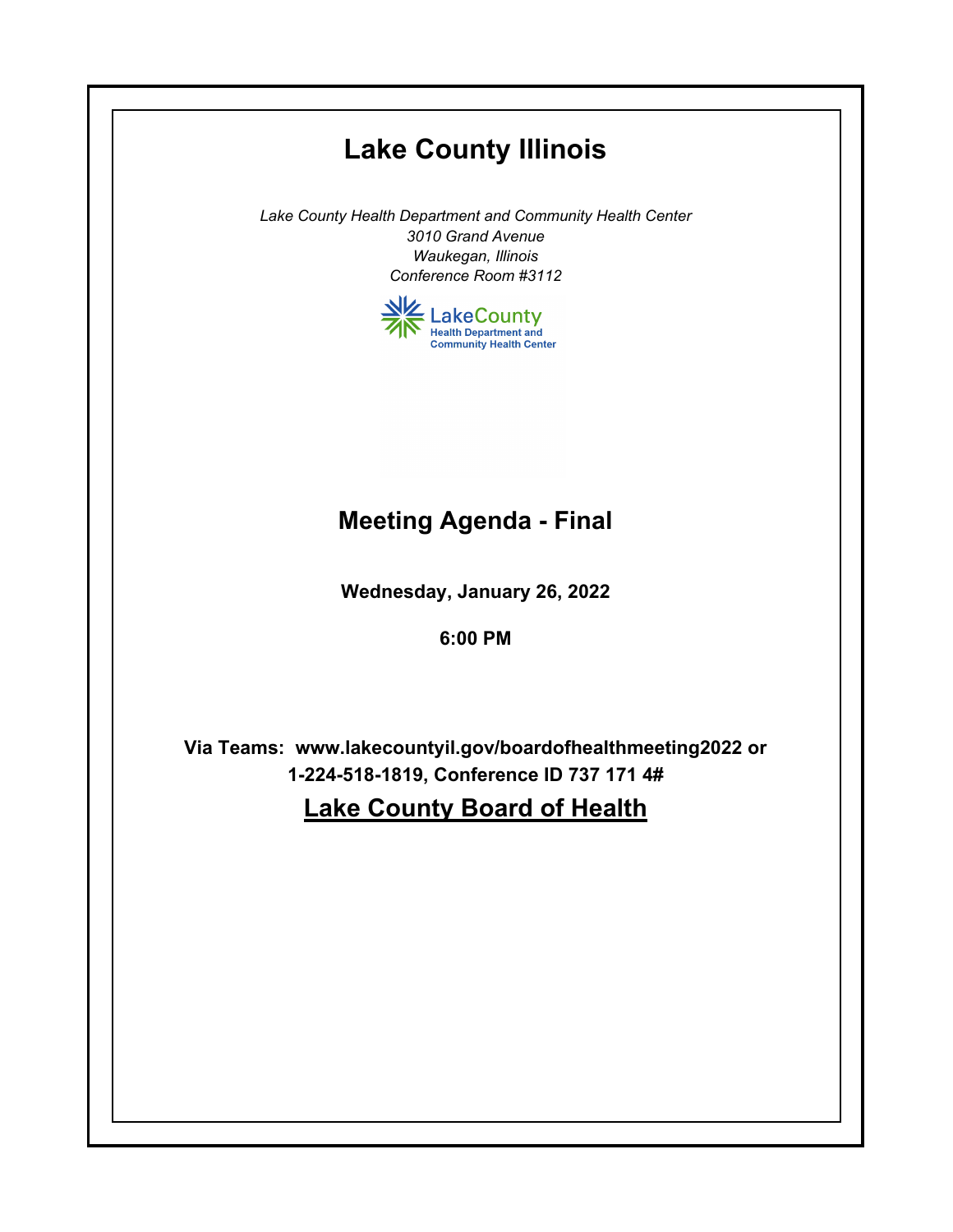# Lake County Illinois

*Lake County Health Department and Community Health Center*
*3010 Grand Avenue*
*Waukegan, Illinois*
*Conference Room #3112*

LakeCounty
Health Department and
Community Health Center

# Meeting Agenda - Final

**Wednesday, January 26, 2022**

**6:00 PM**

**Via Teams: www.lakecountyil.gov/boardofhealthmeeting2022 or 1-224-518-1819, Conference ID 737 171 4#**

## Lake County Board of Health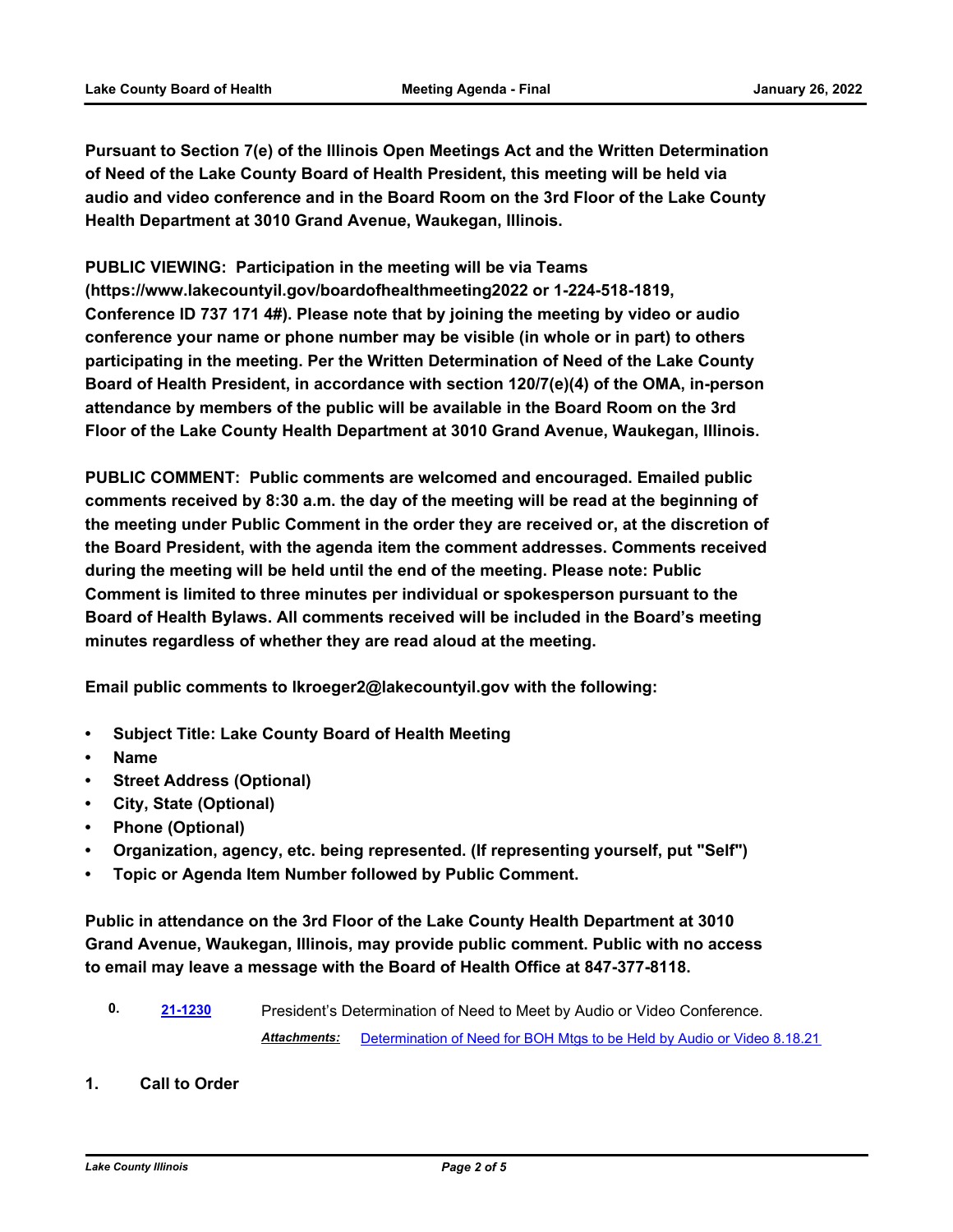**Pursuant to Section 7(e) of the Illinois Open Meetings Act and the Written Determination of Need of the Lake County Board of Health President, this meeting will be held via audio and video conference and in the Board Room on the 3rd Floor of the Lake County Health Department at 3010 Grand Avenue, Waukegan, Illinois.**

**PUBLIC VIEWING: Participation in the meeting will be via Teams (https://www.lakecountyil.gov/boardofhealthmeeting2022 or 1-224-518-1819, Conference ID 737 171 4#). Please note that by joining the meeting by video or audio conference your name or phone number may be visible (in whole or in part) to others participating in the meeting. Per the Written Determination of Need of the Lake County Board of Health President, in accordance with section 120/7(e)(4) of the OMA, in-person attendance by members of the public will be available in the Board Room on the 3rd Floor of the Lake County Health Department at 3010 Grand Avenue, Waukegan, Illinois.**

**PUBLIC COMMENT: Public comments are welcomed and encouraged. Emailed public comments received by 8:30 a.m. the day of the meeting will be read at the beginning of the meeting under Public Comment in the order they are received or, at the discretion of the Board President, with the agenda item the comment addresses. Comments received during the meeting will be held until the end of the meeting. Please note: Public Comment is limited to three minutes per individual or spokesperson pursuant to the Board of Health Bylaws. All comments received will be included in the Board's meeting minutes regardless of whether they are read aloud at the meeting.**

**Email public comments to lkroeger2@lakecountyil.gov with the following:**

- **Subject Title: Lake County Board of Health Meeting**
- **Name**
- **Street Address (Optional)**
- **City, State (Optional)**
- **Phone (Optional)**
- **Organization, agency, etc. being represented. (If representing yourself, put "Self")**
- **Topic or Agenda Item Number followed by Public Comment.**

**Public in attendance on the 3rd Floor of the Lake County Health Department at 3010 Grand Avenue, Waukegan, Illinois, may provide public comment. Public with no access to email may leave a message with the Board of Health Office at 847-377-8118.**

**0.** **21-1230** President's Determination of Need to Meet by Audio or Video Conference.

*Attachments:* Determination of Need for BOH Mtgs to be Held by Audio or Video 8.18.21

## 1. Call to Order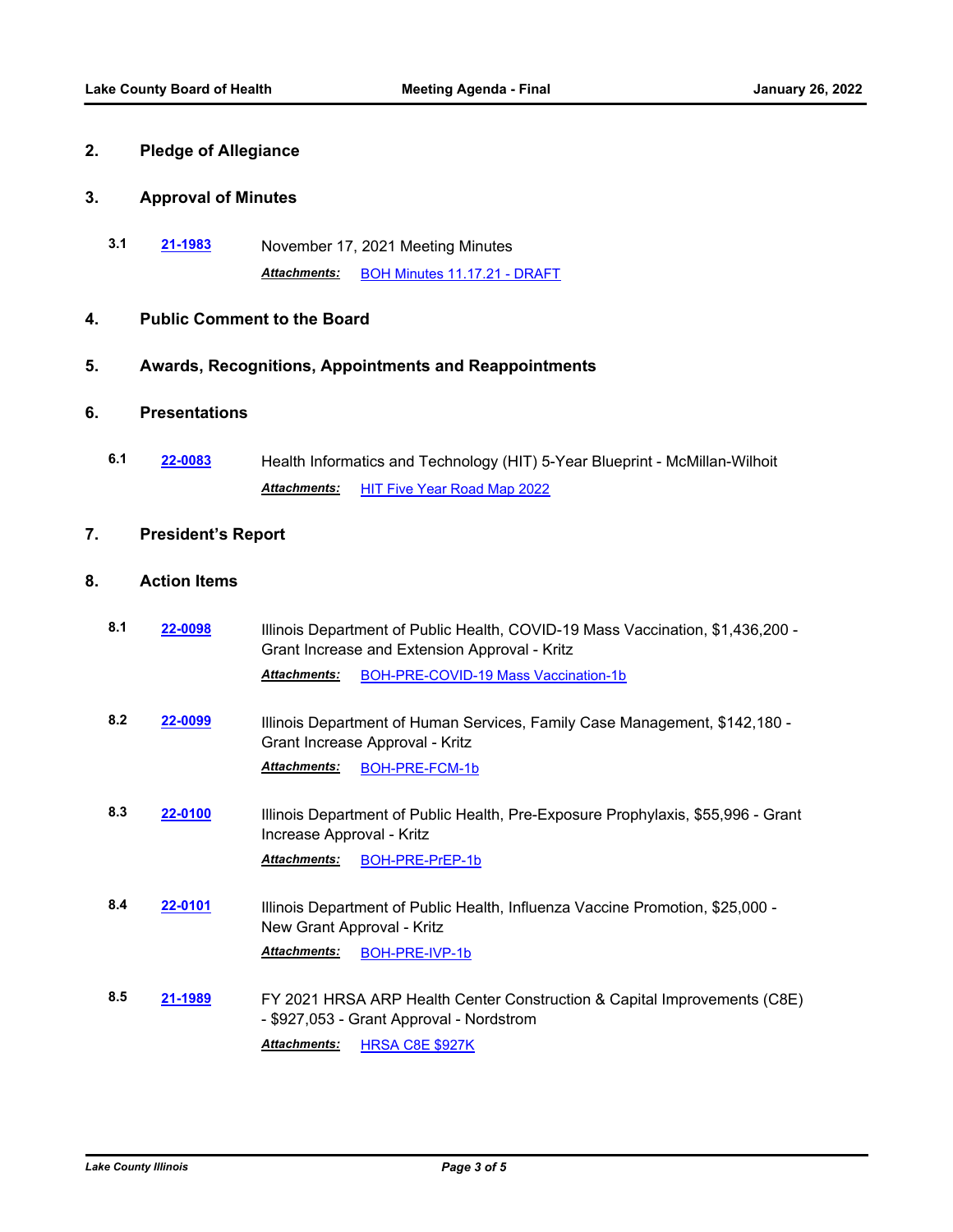## 2. Pledge of Allegiance

## 3. Approval of Minutes

**3.1** [21-1983] November 17, 2021 Meeting Minutes

***Attachments:*** BOH Minutes 11.17.21 - DRAFT

## 4. Public Comment to the Board

## 5. Awards, Recognitions, Appointments and Reappointments

## 6. Presentations

**6.1** [22-0083] Health Informatics and Technology (HIT) 5-Year Blueprint - McMillan-Wilhoit

***Attachments:*** HIT Five Year Road Map 2022

## 7. President's Report

## 8. Action Items

**8.1** [22-0098] Illinois Department of Public Health, COVID-19 Mass Vaccination, $1,436,200 - Grant Increase and Extension Approval - Kritz

***Attachments:*** BOH-PRE-COVID-19 Mass Vaccination-1b

**8.2** [22-0099] Illinois Department of Human Services, Family Case Management, $142,180 - Grant Increase Approval - Kritz

***Attachments:*** BOH-PRE-FCM-1b

**8.3** [22-0100] Illinois Department of Public Health, Pre-Exposure Prophylaxis, $55,996 - Grant Increase Approval - Kritz

***Attachments:*** BOH-PRE-PrEP-1b

**8.4** [22-0101] Illinois Department of Public Health, Influenza Vaccine Promotion, $25,000 - New Grant Approval - Kritz

***Attachments:*** BOH-PRE-IVP-1b

**8.5** [21-1989] FY 2021 HRSA ARP Health Center Construction & Capital Improvements (C8E) - $927,053 - Grant Approval - Nordstrom

***Attachments:*** HRSA C8E $927K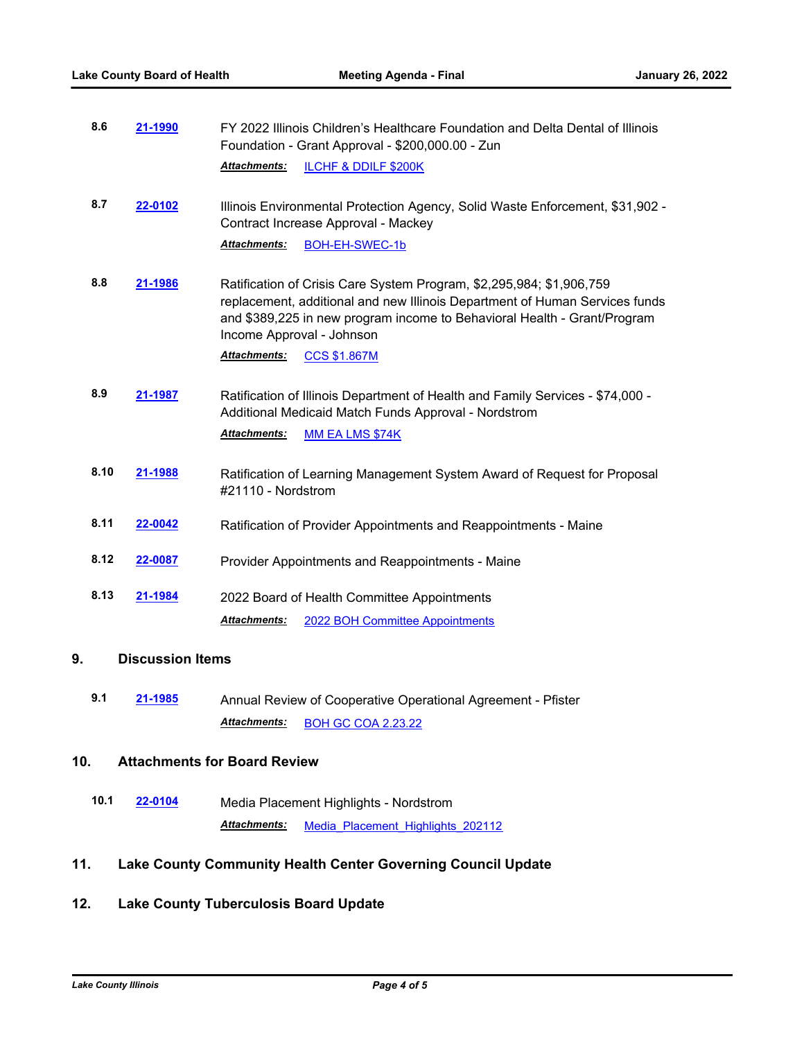**8.6** **21-1990** FY 2022 Illinois Children's Healthcare Foundation and Delta Dental of Illinois Foundation - Grant Approval - $200,000.00 - Zun

***Attachments:*** ILCHF & DDILF $200K

**8.7** **22-0102** Illinois Environmental Protection Agency, Solid Waste Enforcement, $31,902 - Contract Increase Approval - Mackey

***Attachments:*** BOH-EH-SWEC-1b

**8.8** **21-1986** Ratification of Crisis Care System Program, $2,295,984; $1,906,759 replacement, additional and new Illinois Department of Human Services funds and $389,225 in new program income to Behavioral Health - Grant/Program Income Approval - Johnson

***Attachments:*** CCS $1.867M

**8.9** **21-1987** Ratification of Illinois Department of Health and Family Services - $74,000 - Additional Medicaid Match Funds Approval - Nordstrom

***Attachments:*** MM EA LMS $74K

**8.10** **21-1988** Ratification of Learning Management System Award of Request for Proposal #21110 - Nordstrom

**8.11** **22-0042** Ratification of Provider Appointments and Reappointments - Maine

**8.12** **22-0087** Provider Appointments and Reappointments - Maine

**8.13** **21-1984** 2022 Board of Health Committee Appointments

***Attachments:*** 2022 BOH Committee Appointments

## 9. Discussion Items

**9.1** **21-1985** Annual Review of Cooperative Operational Agreement - Pfister

***Attachments:*** BOH GC COA 2.23.22

## 10. Attachments for Board Review

**10.1** **22-0104** Media Placement Highlights - Nordstrom

***Attachments:*** Media_Placement_Highlights_202112

## 11. Lake County Community Health Center Governing Council Update

## 12. Lake County Tuberculosis Board Update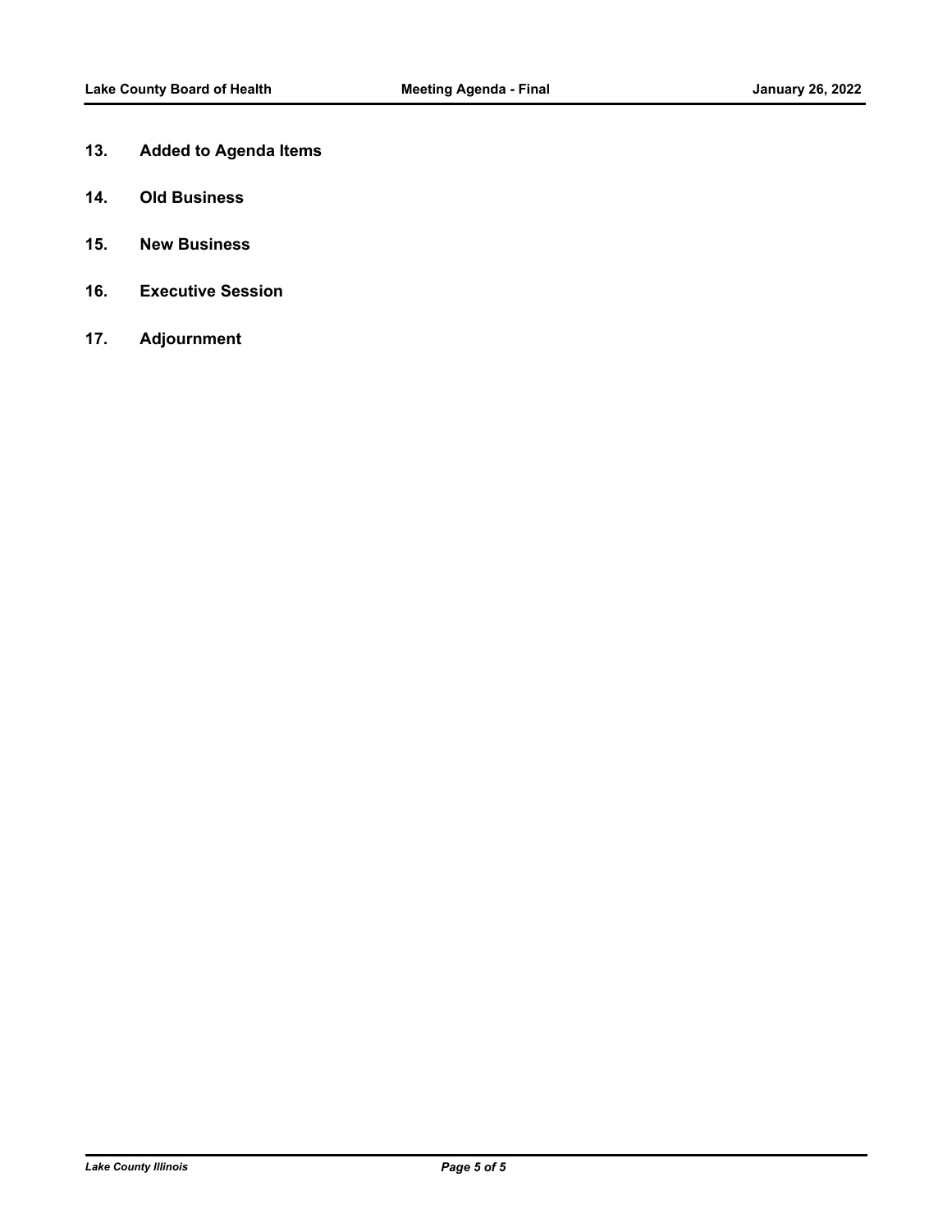**13. Added to Agenda Items**

**14. Old Business**

**15. New Business**

**16. Executive Session**

**17. Adjournment**